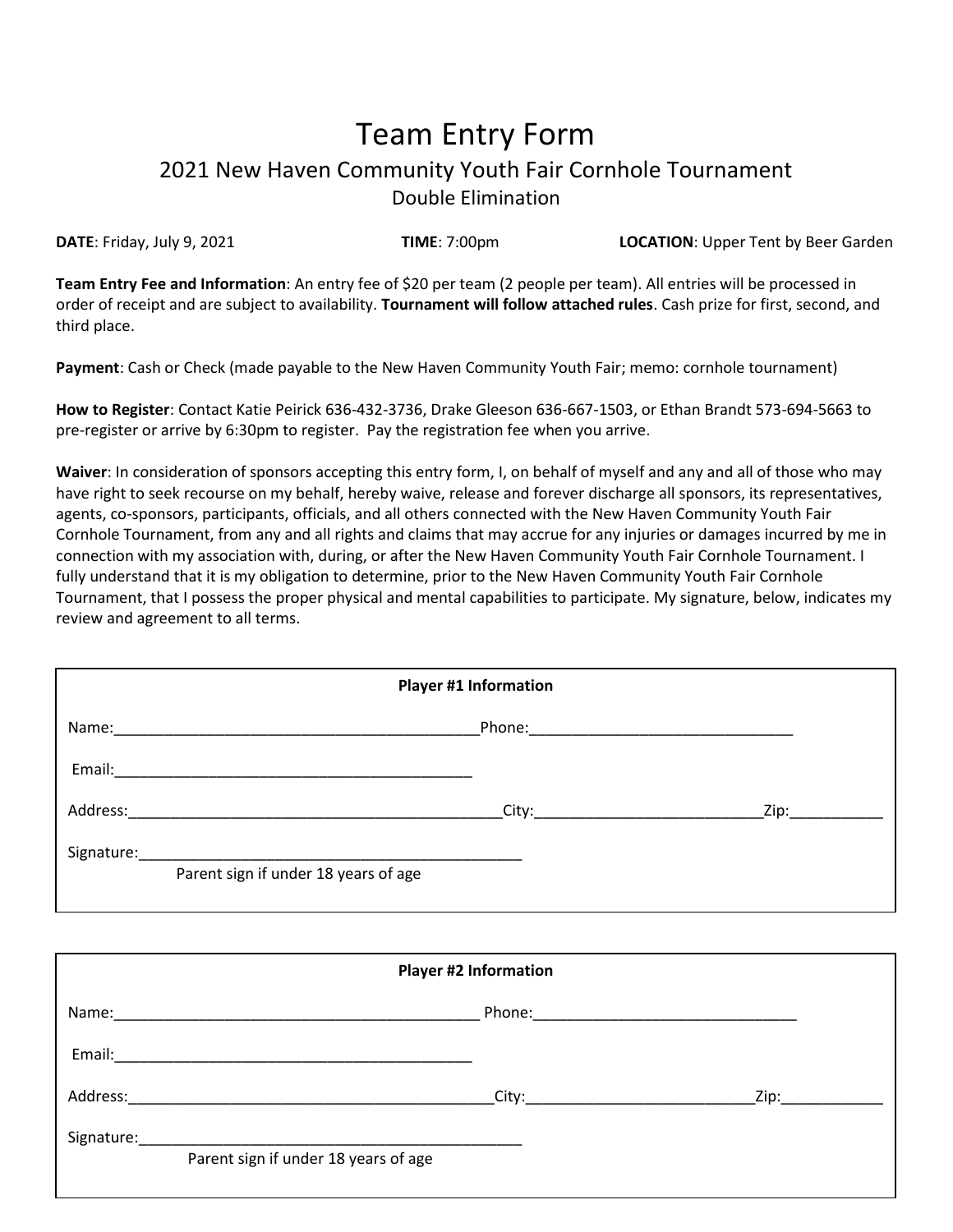# Team Entry Form

## 2021 New Haven Community Youth Fair Cornhole Tournament

### Double Elimination

**DATE**: Friday, July 9, 2021 **TIME**: 7:00pm **LOCATION**: Upper Tent by Beer Garden

**Team Entry Fee and Information**: An entry fee of $20 per team (2 people per team). All entries will be processed in order of receipt and are subject to availability. **Tournament will follow attached rules**. Cash prize for first, second, and third place.

**Payment**: Cash or Check (made payable to the New Haven Community Youth Fair; memo: cornhole tournament)

**How to Register**: Contact Katie Peirick 636-432-3736, Drake Gleeson 636-667-1503, or Ethan Brandt 573-694-5663 to pre-register or arrive by 6:30pm to register. Pay the registration fee when you arrive.

**Waiver**: In consideration of sponsors accepting this entry form, I, on behalf of myself and any and all of those who may have right to seek recourse on my behalf, hereby waive, release and forever discharge all sponsors, its representatives, agents, co-sponsors, participants, officials, and all others connected with the New Haven Community Youth Fair Cornhole Tournament, from any and all rights and claims that may accrue for any injuries or damages incurred by me in connection with my association with, during, or after the New Haven Community Youth Fair Cornhole Tournament. I fully understand that it is my obligation to determine, prior to the New Haven Community Youth Fair Cornhole Tournament, that I possess the proper physical and mental capabilities to participate. My signature, below, indicates my review and agreement to all terms.

**Player #1 Information**

Name:____________________________________________Phone:_______________________________

Email:___________________________________________

Address:_____________________________________________City:__________________________Zip:___________

Signature:______________________________________________

Parent sign if under 18 years of age

**Player #2 Information**

Name:____________________________________________ Phone:_______________________________

Email:___________________________________________

Address:___________________________________________City:__________________________Zip:____________

Signature:______________________________________________

Parent sign if under 18 years of age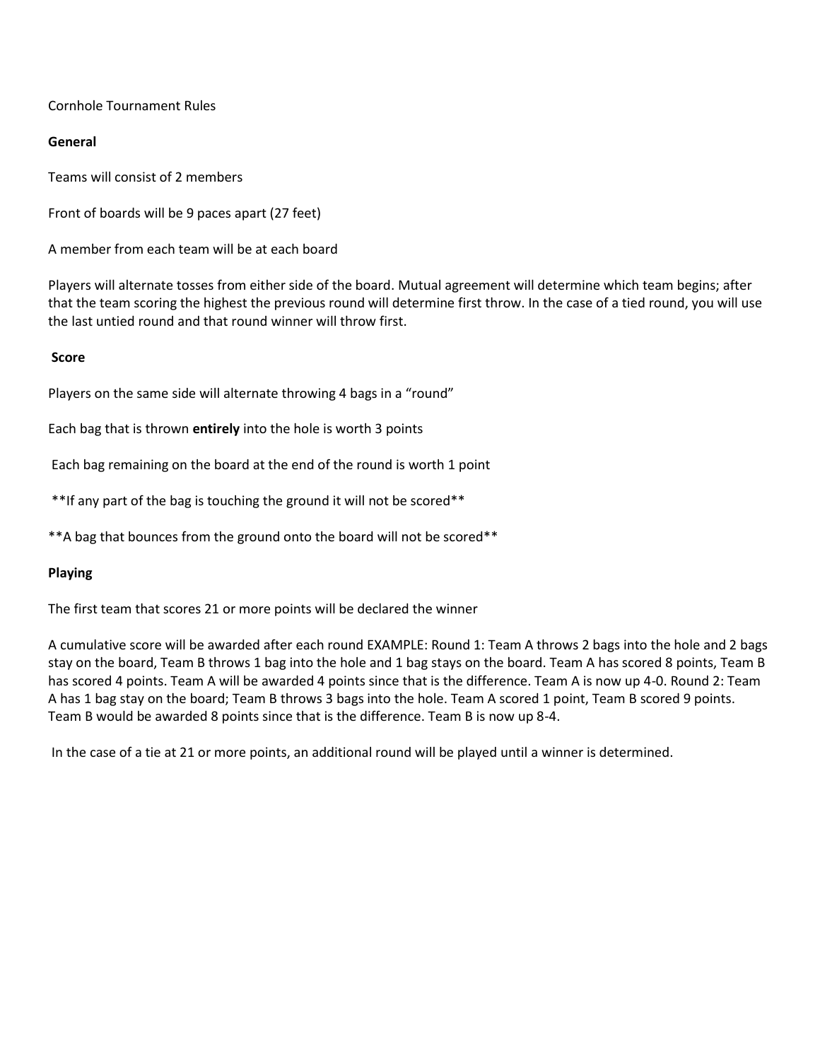Cornhole Tournament Rules

**General**

Teams will consist of 2 members

Front of boards will be 9 paces apart (27 feet)

A member from each team will be at each board

Players will alternate tosses from either side of the board. Mutual agreement will determine which team begins; after that the team scoring the highest the previous round will determine first throw. In the case of a tied round, you will use the last untied round and that round winner will throw first.

**Score**

Players on the same side will alternate throwing 4 bags in a "round"

Each bag that is thrown **entirely** into the hole is worth 3 points

Each bag remaining on the board at the end of the round is worth 1 point

**If any part of the bag is touching the ground it will not be scored**

**A bag that bounces from the ground onto the board will not be scored**

**Playing**

The first team that scores 21 or more points will be declared the winner

A cumulative score will be awarded after each round EXAMPLE: Round 1: Team A throws 2 bags into the hole and 2 bags stay on the board, Team B throws 1 bag into the hole and 1 bag stays on the board. Team A has scored 8 points, Team B has scored 4 points. Team A will be awarded 4 points since that is the difference. Team A is now up 4-0. Round 2: Team A has 1 bag stay on the board; Team B throws 3 bags into the hole. Team A scored 1 point, Team B scored 9 points. Team B would be awarded 8 points since that is the difference. Team B is now up 8-4.

In the case of a tie at 21 or more points, an additional round will be played until a winner is determined.